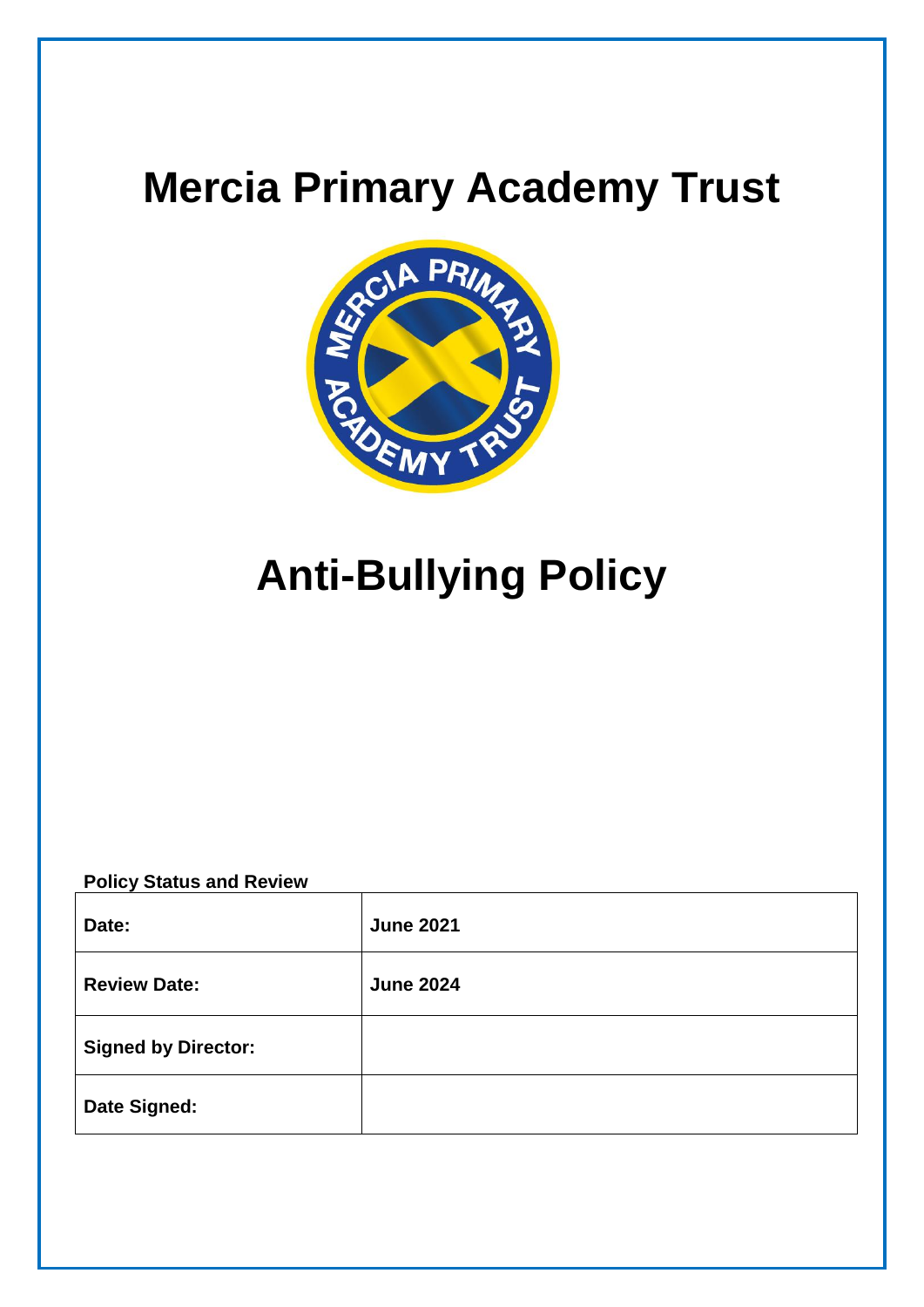# Mercia Primary Academy Trust

# Anti-Bullying Policy

**Policy Status and Review**

| | |
|---|---|
| **Date:** | **June 2021** |
| **Review Date:** | **June 2024** |
| **Signed by Director:** | |
| **Date Signed:** | |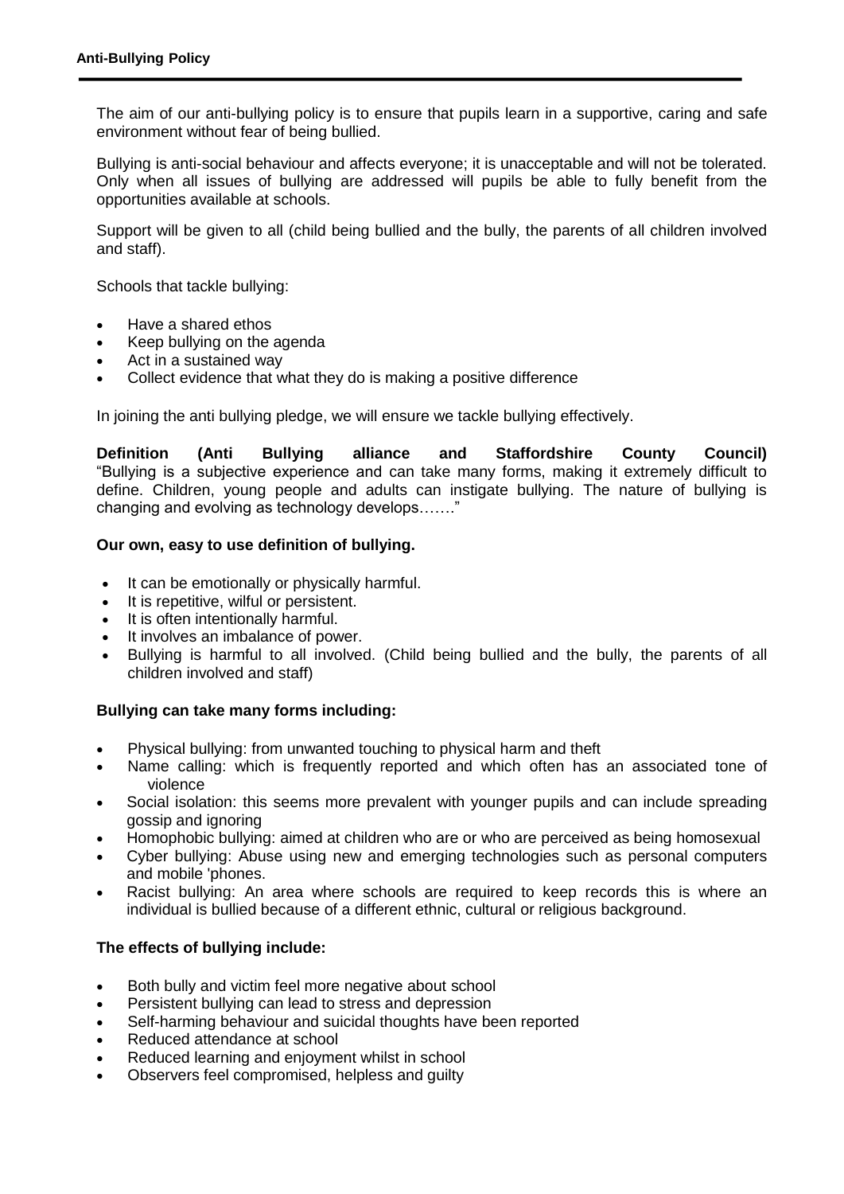The aim of our anti-bullying policy is to ensure that pupils learn in a supportive, caring and safe environment without fear of being bullied.

Bullying is anti-social behaviour and affects everyone; it is unacceptable and will not be tolerated. Only when all issues of bullying are addressed will pupils be able to fully benefit from the opportunities available at schools.

Support will be given to all (child being bullied and the bully, the parents of all children involved and staff).

Schools that tackle bullying:

- Have a shared ethos
- Keep bullying on the agenda
- Act in a sustained way
- Collect evidence that what they do is making a positive difference

In joining the anti bullying pledge, we will ensure we tackle bullying effectively.

**Definition (Anti Bullying alliance and Staffordshire County Council)**
"Bullying is a subjective experience and can take many forms, making it extremely difficult to define. Children, young people and adults can instigate bullying. The nature of bullying is changing and evolving as technology develops……."

**Our own, easy to use definition of bullying.**

- It can be emotionally or physically harmful.
- It is repetitive, wilful or persistent.
- It is often intentionally harmful.
- It involves an imbalance of power.
- Bullying is harmful to all involved. (Child being bullied and the bully, the parents of all children involved and staff)

**Bullying can take many forms including:**

- Physical bullying: from unwanted touching to physical harm and theft
- Name calling: which is frequently reported and which often has an associated tone of violence
- Social isolation: this seems more prevalent with younger pupils and can include spreading gossip and ignoring
- Homophobic bullying: aimed at children who are or who are perceived as being homosexual
- Cyber bullying: Abuse using new and emerging technologies such as personal computers and mobile 'phones.
- Racist bullying: An area where schools are required to keep records this is where an individual is bullied because of a different ethnic, cultural or religious background.

**The effects of bullying include:**

- Both bully and victim feel more negative about school
- Persistent bullying can lead to stress and depression
- Self-harming behaviour and suicidal thoughts have been reported
- Reduced attendance at school
- Reduced learning and enjoyment whilst in school
- Observers feel compromised, helpless and guilty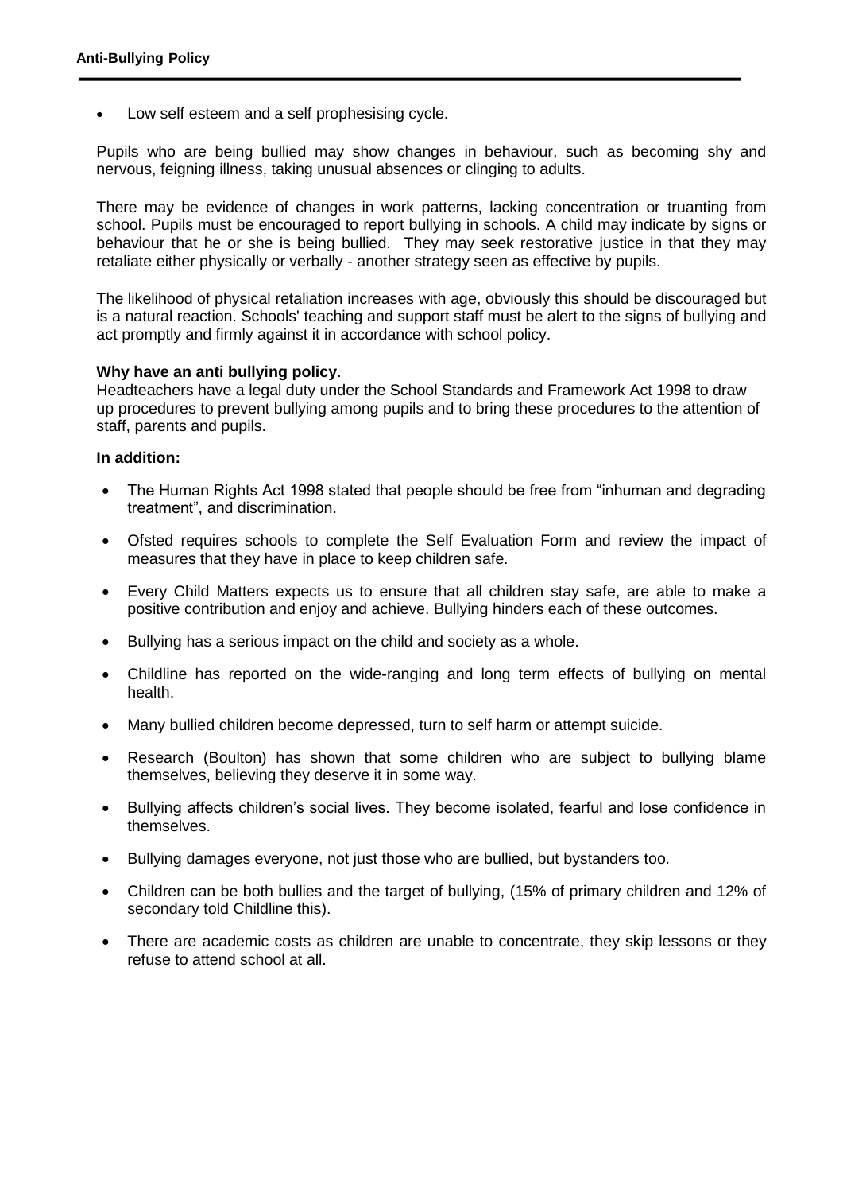- Low self esteem and a self prophesising cycle.

Pupils who are being bullied may show changes in behaviour, such as becoming shy and nervous, feigning illness, taking unusual absences or clinging to adults.

There may be evidence of changes in work patterns, lacking concentration or truanting from school. Pupils must be encouraged to report bullying in schools. A child may indicate by signs or behaviour that he or she is being bullied. They may seek restorative justice in that they may retaliate either physically or verbally - another strategy seen as effective by pupils.

The likelihood of physical retaliation increases with age, obviously this should be discouraged but is a natural reaction. Schools' teaching and support staff must be alert to the signs of bullying and act promptly and firmly against it in accordance with school policy.

**Why have an anti bullying policy.**

Headteachers have a legal duty under the School Standards and Framework Act 1998 to draw up procedures to prevent bullying among pupils and to bring these procedures to the attention of staff, parents and pupils.

**In addition:**

- The Human Rights Act 1998 stated that people should be free from "inhuman and degrading treatment", and discrimination.
- Ofsted requires schools to complete the Self Evaluation Form and review the impact of measures that they have in place to keep children safe.
- Every Child Matters expects us to ensure that all children stay safe, are able to make a positive contribution and enjoy and achieve. Bullying hinders each of these outcomes.
- Bullying has a serious impact on the child and society as a whole.
- Childline has reported on the wide-ranging and long term effects of bullying on mental health.
- Many bullied children become depressed, turn to self harm or attempt suicide.
- Research (Boulton) has shown that some children who are subject to bullying blame themselves, believing they deserve it in some way.
- Bullying affects children's social lives. They become isolated, fearful and lose confidence in themselves.
- Bullying damages everyone, not just those who are bullied, but bystanders too.
- Children can be both bullies and the target of bullying, (15% of primary children and 12% of secondary told Childline this).
- There are academic costs as children are unable to concentrate, they skip lessons or they refuse to attend school at all.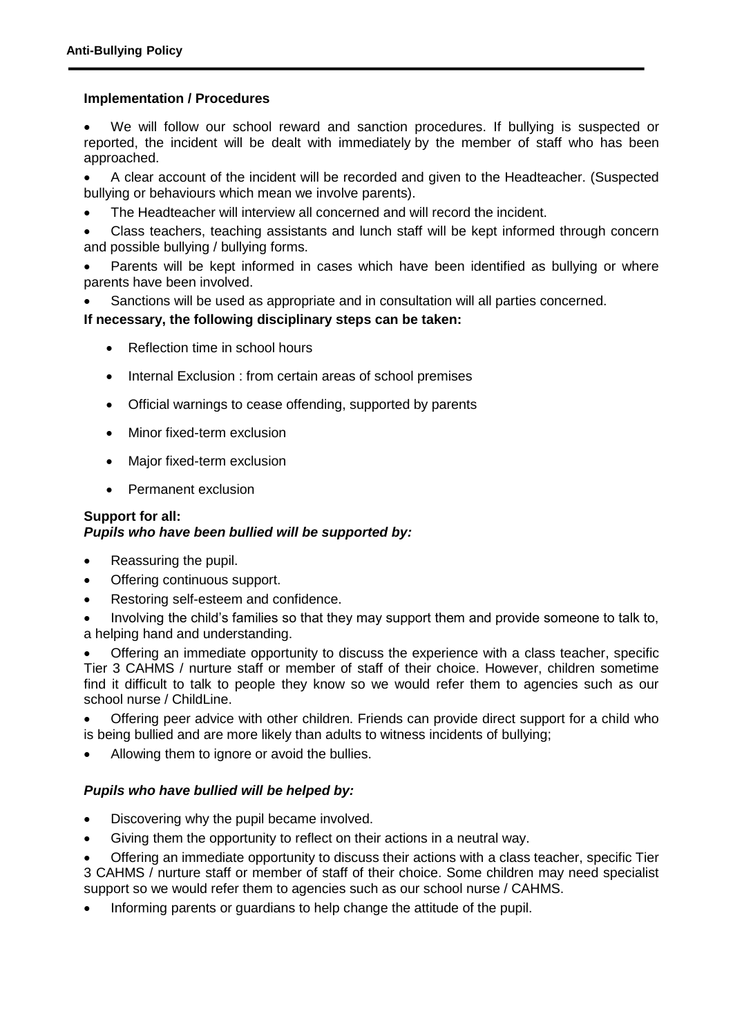**Implementation / Procedures**

- We will follow our school reward and sanction procedures. If bullying is suspected or reported, the incident will be dealt with immediately by the member of staff who has been approached.
- A clear account of the incident will be recorded and given to the Headteacher. (Suspected bullying or behaviours which mean we involve parents).
- The Headteacher will interview all concerned and will record the incident.
- Class teachers, teaching assistants and lunch staff will be kept informed through concern and possible bullying / bullying forms.
- Parents will be kept informed in cases which have been identified as bullying or where parents have been involved.
- Sanctions will be used as appropriate and in consultation will all parties concerned.

**If necessary, the following disciplinary steps can be taken:**

- Reflection time in school hours
- Internal Exclusion : from certain areas of school premises
- Official warnings to cease offending, supported by parents
- Minor fixed-term exclusion
- Major fixed-term exclusion
- Permanent exclusion

**Support for all:**

***Pupils who have been bullied will be supported by:***

- Reassuring the pupil.
- Offering continuous support.
- Restoring self-esteem and confidence.
- Involving the child's families so that they may support them and provide someone to talk to, a helping hand and understanding.
- Offering an immediate opportunity to discuss the experience with a class teacher, specific Tier 3 CAHMS / nurture staff or member of staff of their choice. However, children sometime find it difficult to talk to people they know so we would refer them to agencies such as our school nurse / ChildLine.
- Offering peer advice with other children. Friends can provide direct support for a child who is being bullied and are more likely than adults to witness incidents of bullying;
- Allowing them to ignore or avoid the bullies.

***Pupils who have bullied will be helped by:***

- Discovering why the pupil became involved.
- Giving them the opportunity to reflect on their actions in a neutral way.
- Offering an immediate opportunity to discuss their actions with a class teacher, specific Tier 3 CAHMS / nurture staff or member of staff of their choice. Some children may need specialist support so we would refer them to agencies such as our school nurse / CAHMS.
- Informing parents or guardians to help change the attitude of the pupil.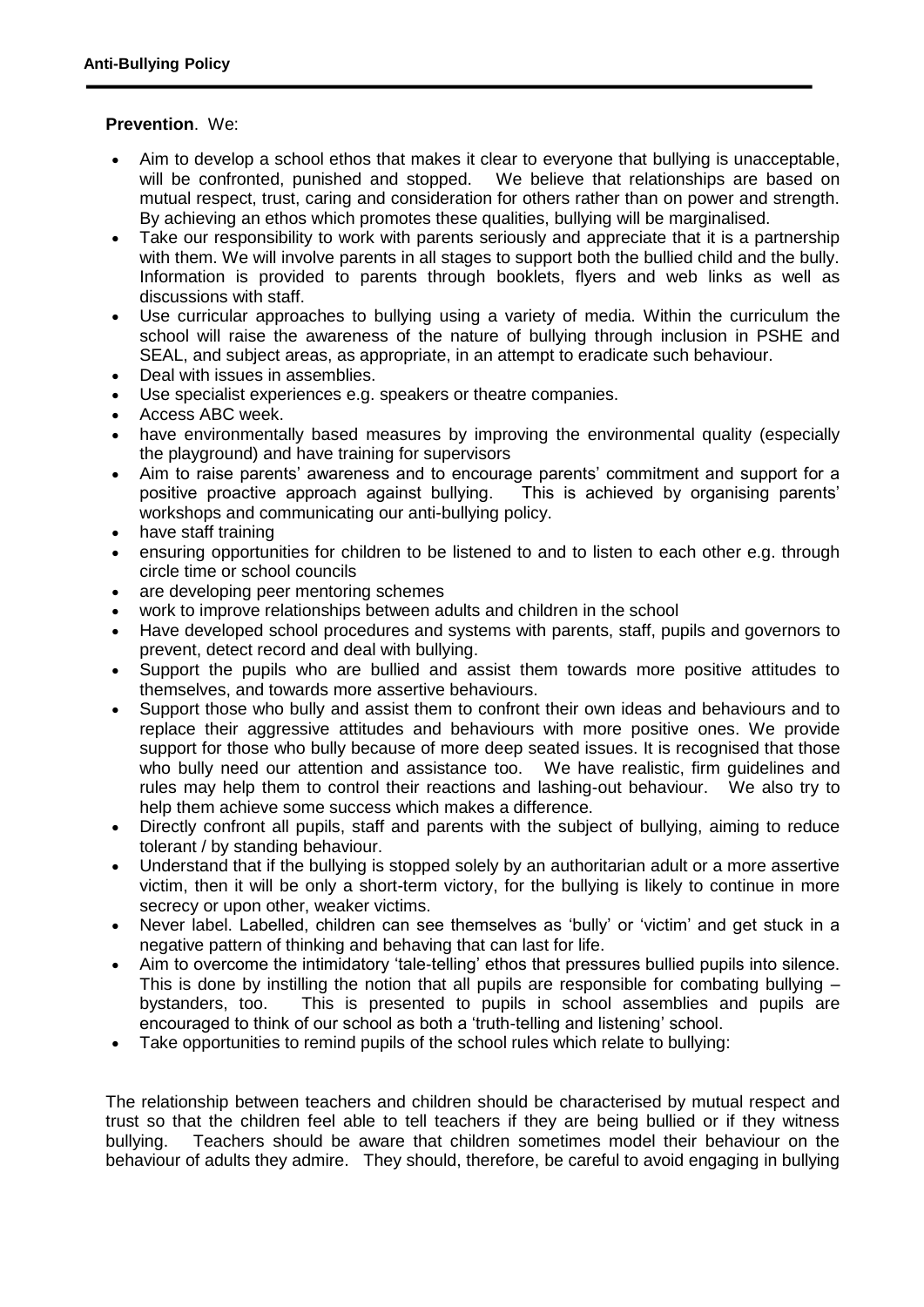**Prevention**. We:

- Aim to develop a school ethos that makes it clear to everyone that bullying is unacceptable, will be confronted, punished and stopped. We believe that relationships are based on mutual respect, trust, caring and consideration for others rather than on power and strength. By achieving an ethos which promotes these qualities, bullying will be marginalised.
- Take our responsibility to work with parents seriously and appreciate that it is a partnership with them. We will involve parents in all stages to support both the bullied child and the bully. Information is provided to parents through booklets, flyers and web links as well as discussions with staff.
- Use curricular approaches to bullying using a variety of media. Within the curriculum the school will raise the awareness of the nature of bullying through inclusion in PSHE and SEAL, and subject areas, as appropriate, in an attempt to eradicate such behaviour.
- Deal with issues in assemblies.
- Use specialist experiences e.g. speakers or theatre companies.
- Access ABC week.
- have environmentally based measures by improving the environmental quality (especially the playground) and have training for supervisors
- Aim to raise parents' awareness and to encourage parents' commitment and support for a positive proactive approach against bullying. This is achieved by organising parents' workshops and communicating our anti-bullying policy.
- have staff training
- ensuring opportunities for children to be listened to and to listen to each other e.g. through circle time or school councils
- are developing peer mentoring schemes
- work to improve relationships between adults and children in the school
- Have developed school procedures and systems with parents, staff, pupils and governors to prevent, detect record and deal with bullying.
- Support the pupils who are bullied and assist them towards more positive attitudes to themselves, and towards more assertive behaviours.
- Support those who bully and assist them to confront their own ideas and behaviours and to replace their aggressive attitudes and behaviours with more positive ones. We provide support for those who bully because of more deep seated issues. It is recognised that those who bully need our attention and assistance too. We have realistic, firm guidelines and rules may help them to control their reactions and lashing-out behaviour. We also try to help them achieve some success which makes a difference.
- Directly confront all pupils, staff and parents with the subject of bullying, aiming to reduce tolerant / by standing behaviour.
- Understand that if the bullying is stopped solely by an authoritarian adult or a more assertive victim, then it will be only a short-term victory, for the bullying is likely to continue in more secrecy or upon other, weaker victims.
- Never label. Labelled, children can see themselves as 'bully' or 'victim' and get stuck in a negative pattern of thinking and behaving that can last for life.
- Aim to overcome the intimidatory 'tale-telling' ethos that pressures bullied pupils into silence. This is done by instilling the notion that all pupils are responsible for combating bullying – bystanders, too. This is presented to pupils in school assemblies and pupils are encouraged to think of our school as both a 'truth-telling and listening' school.
- Take opportunities to remind pupils of the school rules which relate to bullying:

The relationship between teachers and children should be characterised by mutual respect and trust so that the children feel able to tell teachers if they are being bullied or if they witness bullying. Teachers should be aware that children sometimes model their behaviour on the behaviour of adults they admire. They should, therefore, be careful to avoid engaging in bullying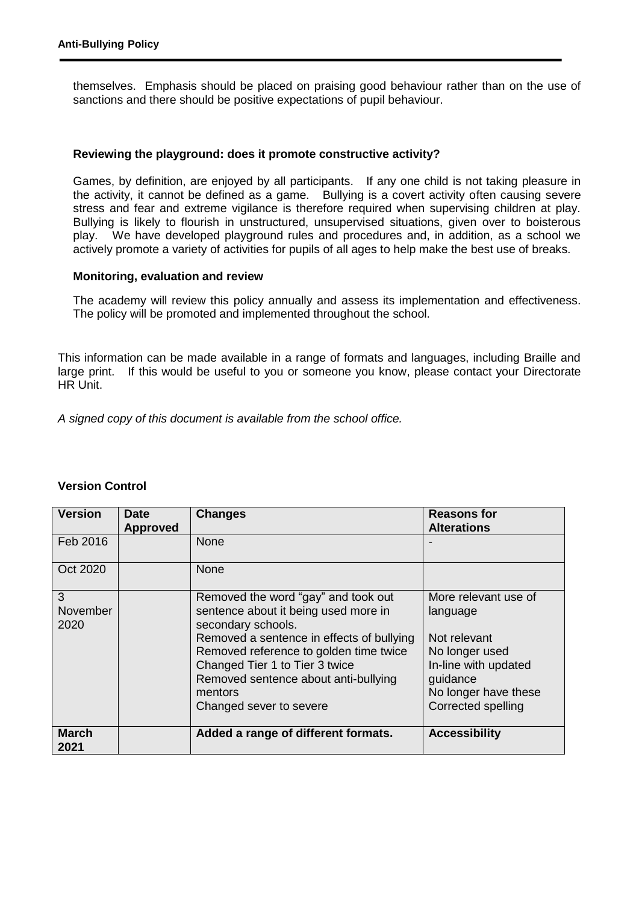themselves. Emphasis should be placed on praising good behaviour rather than on the use of sanctions and there should be positive expectations of pupil behaviour.

**Reviewing the playground: does it promote constructive activity?**

Games, by definition, are enjoyed by all participants. If any one child is not taking pleasure in the activity, it cannot be defined as a game. Bullying is a covert activity often causing severe stress and fear and extreme vigilance is therefore required when supervising children at play. Bullying is likely to flourish in unstructured, unsupervised situations, given over to boisterous play. We have developed playground rules and procedures and, in addition, as a school we actively promote a variety of activities for pupils of all ages to help make the best use of breaks.

**Monitoring, evaluation and review**

The academy will review this policy annually and assess its implementation and effectiveness. The policy will be promoted and implemented throughout the school.

This information can be made available in a range of formats and languages, including Braille and large print. If this would be useful to you or someone you know, please contact your Directorate HR Unit.

*A signed copy of this document is available from the school office.*

**Version Control**

| Version | Date Approved | Changes | Reasons for Alterations |
|---|---|---|---|
| Feb 2016 | | None | - |
| Oct 2020 | | None | |
| 3 November 2020 | | Removed the word "gay" and took out sentence about it being used more in secondary schools.<br>Removed a sentence in effects of bullying<br>Removed reference to golden time twice<br>Changed Tier 1 to Tier 3 twice<br>Removed sentence about anti-bullying mentors<br>Changed sever to severe | More relevant use of language<br>Not relevant<br>No longer used<br>In-line with updated guidance<br>No longer have these<br>Corrected spelling |
| **March 2021** | | **Added a range of different formats.** | **Accessibility** |